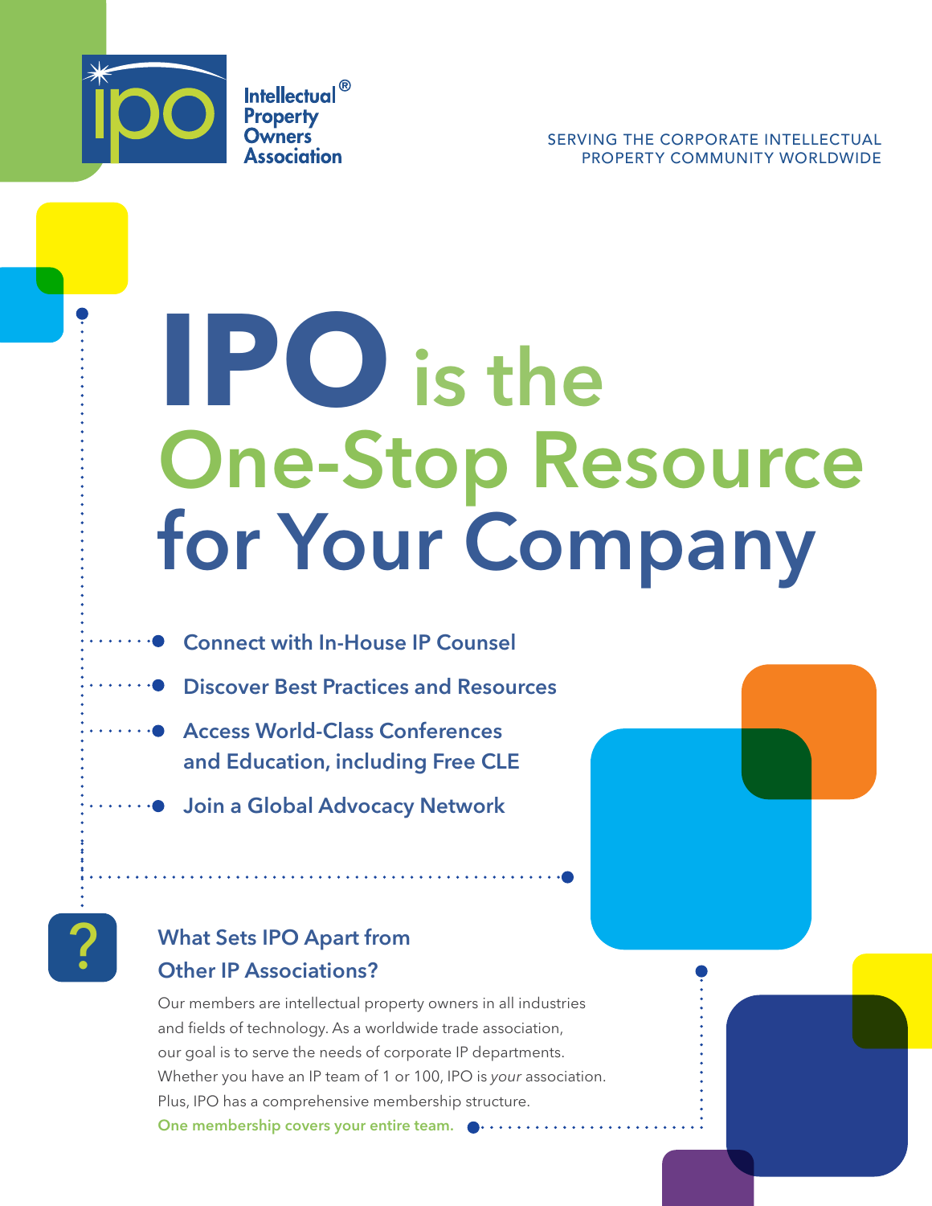Intellectual® Property Owners Association

SERVING THE CORPORATE INTELLECTUAL PROPERTY COMMUNITY WORLDWIDE

# IPO is the One-Stop Resource for Your Company

- Connect with In-House IP Counsel
- Discover Best Practices and Resources
- Access World-Class Conferences and Education, including Free CLE
- Join a Global Advocacy Network

## What Sets IPO Apart from Other IP Associations?

Our members are intellectual property owners in all industries and fields of technology. As a worldwide trade association, our goal is to serve the needs of corporate IP departments. Whether you have an IP team of 1 or 100, IPO is *your* association. Plus, IPO has a comprehensive membership structure.

**One membership covers your entire team.**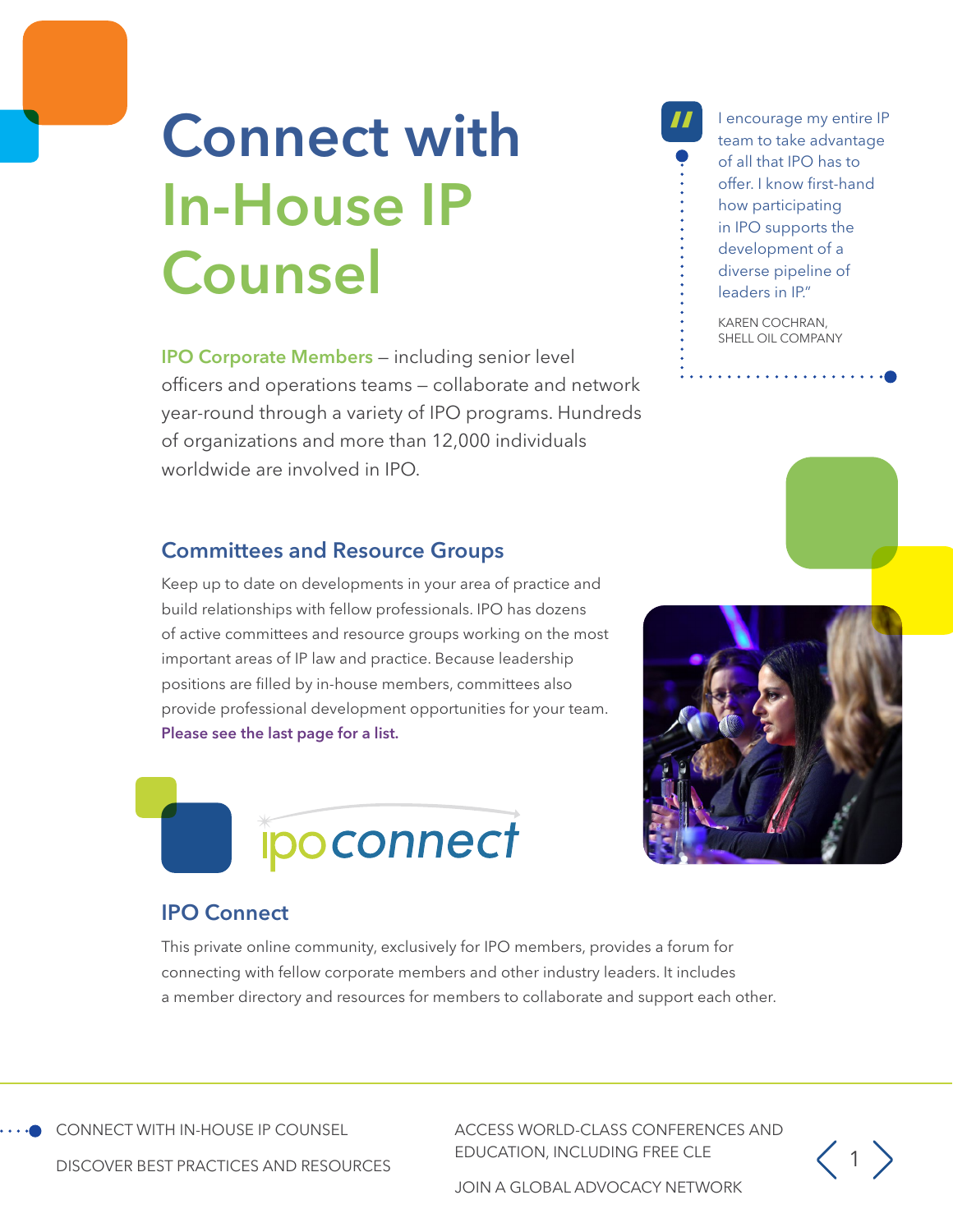# Connect with In-House IP Counsel

**IPO Corporate Members** – including senior level officers and operations teams – collaborate and network year-round through a variety of IPO programs. Hundreds of organizations and more than 12,000 individuals worldwide are involved in IPO.

> I encourage my entire IP team to take advantage of all that IPO has to offer. I know first-hand how participating in IPO supports the development of a diverse pipeline of leaders in IP."
>
> KAREN COCHRAN, SHELL OIL COMPANY

## Committees and Resource Groups

Keep up to date on developments in your area of practice and build relationships with fellow professionals. IPO has dozens of active committees and resource groups working on the most important areas of IP law and practice. Because leadership positions are filled by in-house members, committees also provide professional development opportunities for your team. **Please see the last page for a list.**

ipoconnect

## IPO Connect

This private online community, exclusively for IPO members, provides a forum for connecting with fellow corporate members and other industry leaders. It includes a member directory and resources for members to collaborate and support each other.

- CONNECT WITH IN-HOUSE IP COUNSEL
- DISCOVER BEST PRACTICES AND RESOURCES
- ACCESS WORLD-CLASS CONFERENCES AND EDUCATION, INCLUDING FREE CLE
- JOIN A GLOBAL ADVOCACY NETWORK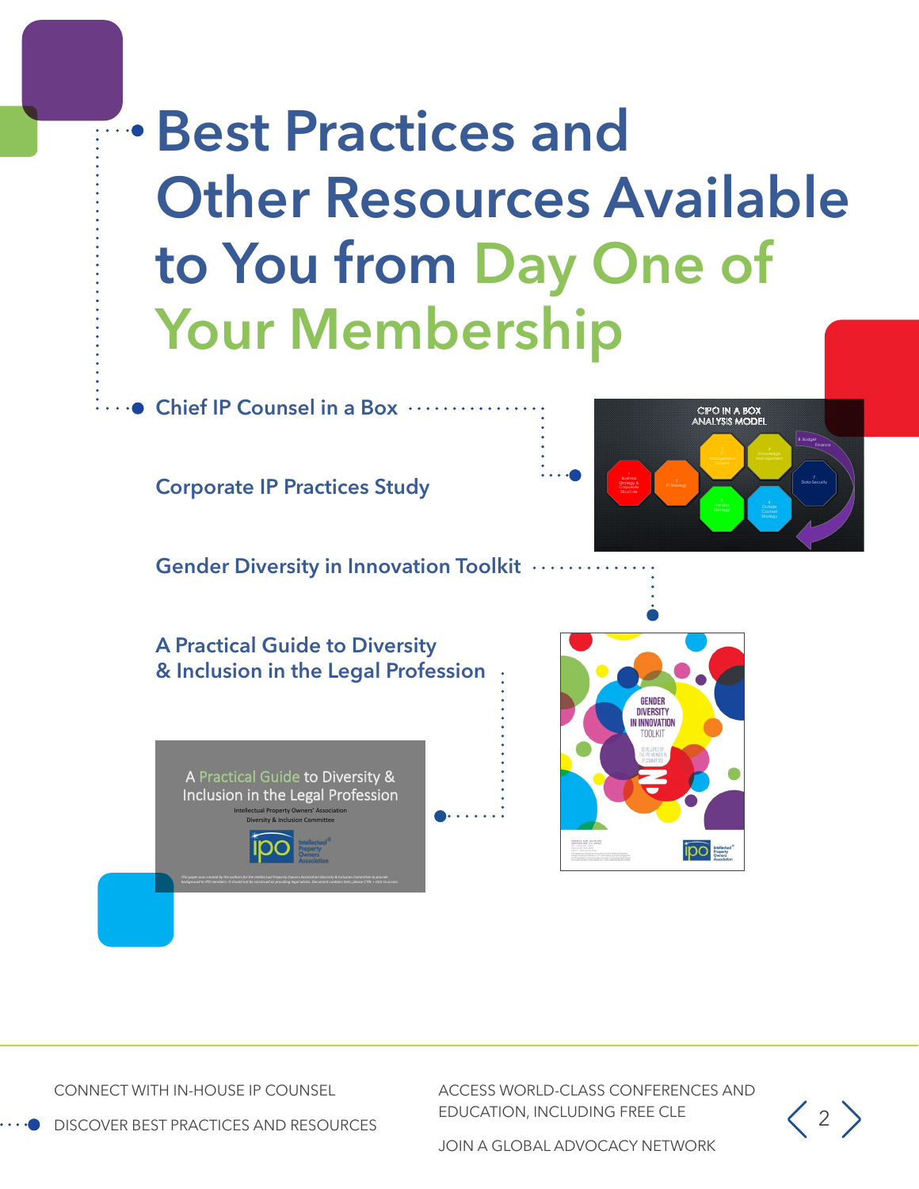# Best Practices and Other Resources Available to You from Day One of Your Membership

- Chief IP Counsel in a Box
- Corporate IP Practices Study
- Gender Diversity in Innovation Toolkit
- A Practical Guide to Diversity & Inclusion in the Legal Profession

CONNECT WITH IN-HOUSE IP COUNSEL

DISCOVER BEST PRACTICES AND RESOURCES

ACCESS WORLD-CLASS CONFERENCES AND EDUCATION, INCLUDING FREE CLE

JOIN A GLOBAL ADVOCACY NETWORK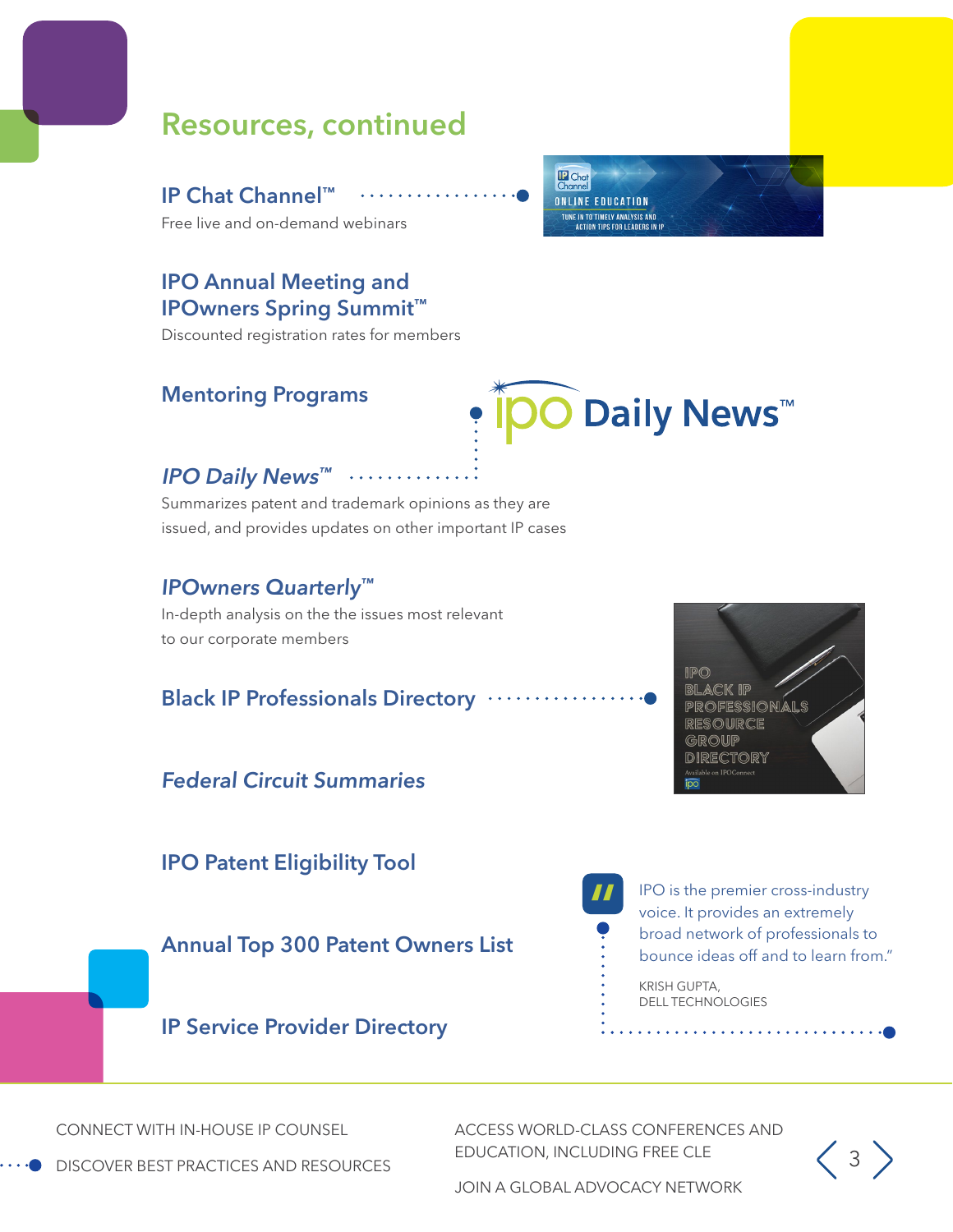## Resources, continued

### IP Chat Channel™

Free live and on-demand webinars

### IPO Annual Meeting and IPOwners Spring Summit™

Discounted registration rates for members

### Mentoring Programs

### *IPO Daily News™*

Summarizes patent and trademark opinions as they are issued, and provides updates on other important IP cases

### *IPOwners Quarterly™*

In-depth analysis on the the issues most relevant to our corporate members

### Black IP Professionals Directory

### *Federal Circuit Summaries*

### IPO Patent Eligibility Tool

### Annual Top 300 Patent Owners List

### IP Service Provider Directory

> IPO is the premier cross-industry voice. It provides an extremely broad network of professionals to bounce ideas off and to learn from."
>
> KRISH GUPTA,
> DELL TECHNOLOGIES

CONNECT WITH IN-HOUSE IP COUNSEL

DISCOVER BEST PRACTICES AND RESOURCES

ACCESS WORLD-CLASS CONFERENCES AND EDUCATION, INCLUDING FREE CLE

JOIN A GLOBAL ADVOCACY NETWORK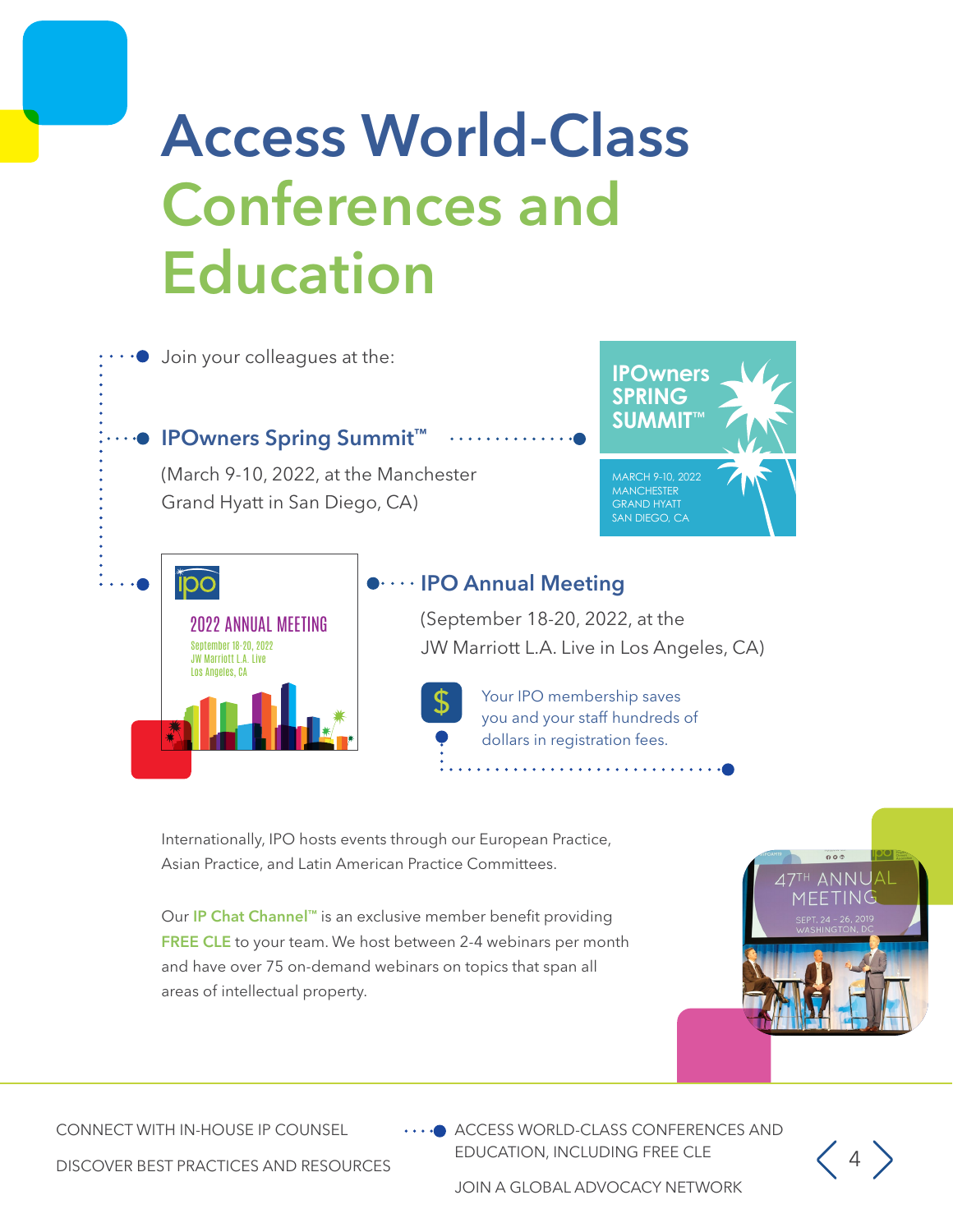# Access World-Class Conferences and Education

Join your colleagues at the:

### IPOwners Spring Summit™

(March 9-10, 2022, at the Manchester Grand Hyatt in San Diego, CA)

IPOwners SPRING SUMMIT™

MARCH 9-10, 2022
MANCHESTER
GRAND HYATT
SAN DIEGO, CA

ipo

2022 ANNUAL MEETING

September 18-20, 2022
JW Marriott L.A. Live
Los Angeles, CA

### IPO Annual Meeting

(September 18-20, 2022, at the JW Marriott L.A. Live in Los Angeles, CA)

$ Your IPO membership saves you and your staff hundreds of dollars in registration fees.

Internationally, IPO hosts events through our European Practice, Asian Practice, and Latin American Practice Committees.

Our **IP Chat Channel™** is an exclusive member benefit providing **FREE CLE** to your team. We host between 2-4 webinars per month and have over 75 on-demand webinars on topics that span all areas of intellectual property.

47TH ANNUAL MEETING
SEPT. 24 - 26, 2019
WASHINGTON, DC

CONNECT WITH IN-HOUSE IP COUNSEL

DISCOVER BEST PRACTICES AND RESOURCES

ACCESS WORLD-CLASS CONFERENCES AND EDUCATION, INCLUDING FREE CLE

JOIN A GLOBAL ADVOCACY NETWORK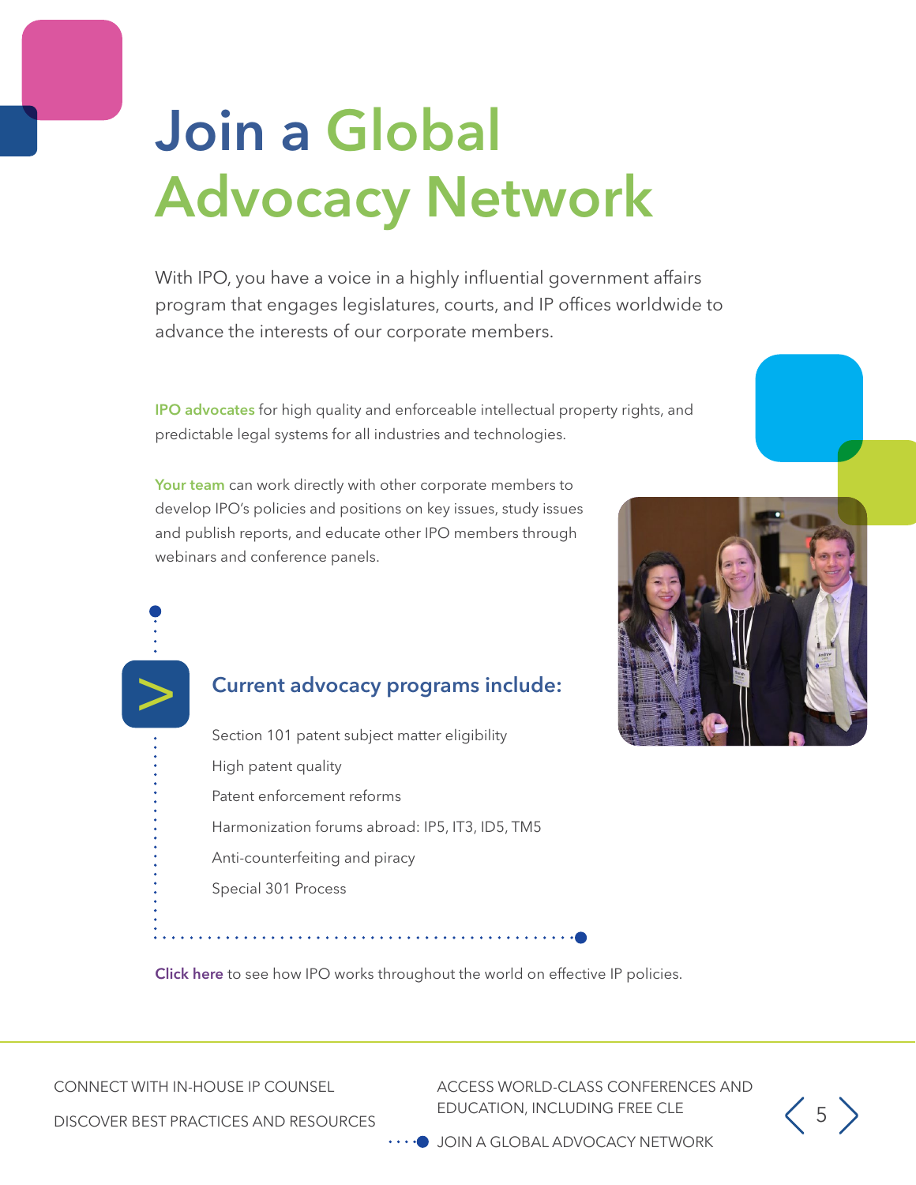# Join a Global Advocacy Network

With IPO, you have a voice in a highly influential government affairs program that engages legislatures, courts, and IP offices worldwide to advance the interests of our corporate members.

**IPO advocates** for high quality and enforceable intellectual property rights, and predictable legal systems for all industries and technologies.

**Your team** can work directly with other corporate members to develop IPO's policies and positions on key issues, study issues and publish reports, and educate other IPO members through webinars and conference panels.

## Current advocacy programs include:

- Section 101 patent subject matter eligibility
- High patent quality
- Patent enforcement reforms
- Harmonization forums abroad: IP5, IT3, ID5, TM5
- Anti-counterfeiting and piracy
- Special 301 Process

**Click here** to see how IPO works throughout the world on effective IP policies.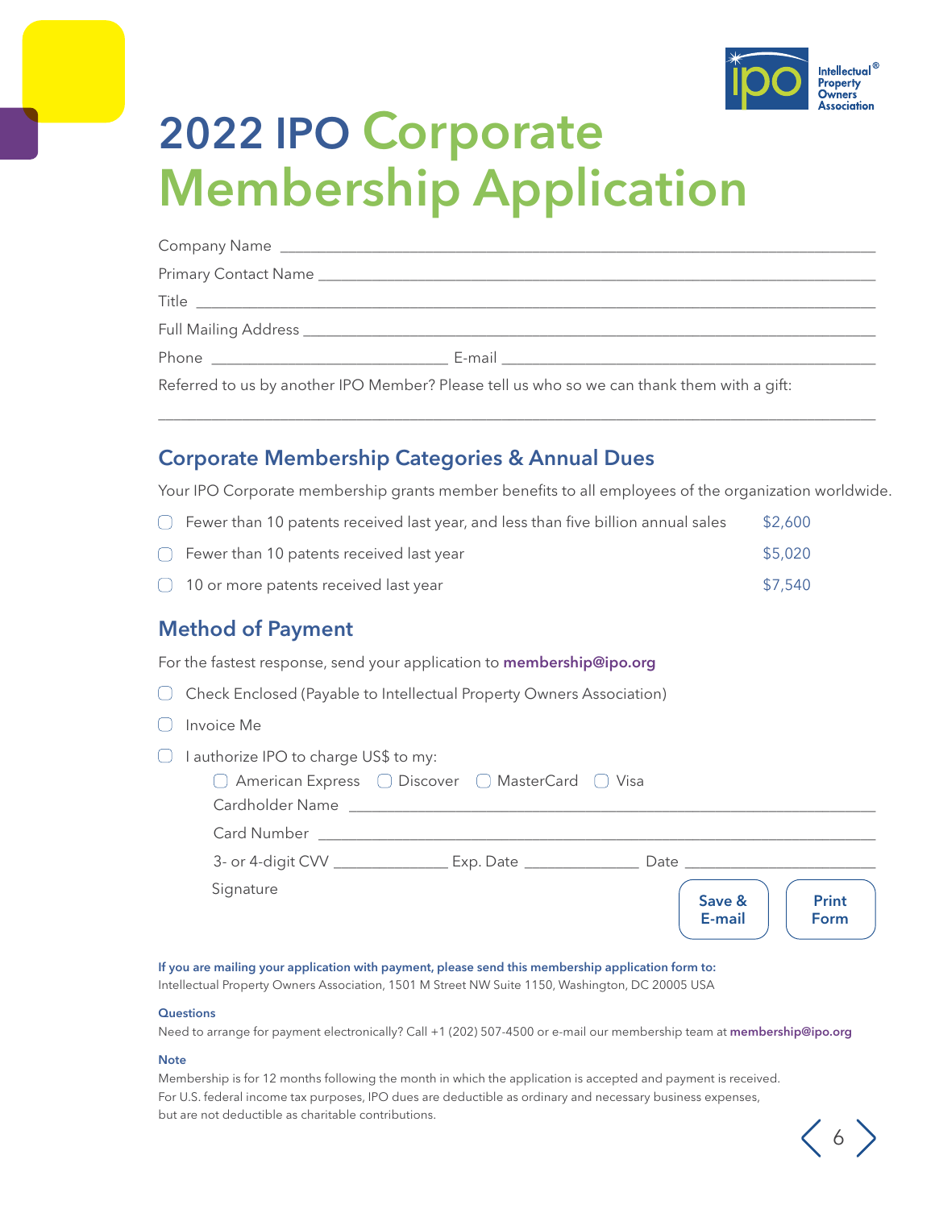# 2022 IPO Corporate Membership Application

Company Name ______________________________________________

Primary Contact Name ______________________________________________

Title ______________________________________________

Full Mailing Address ______________________________________________

Phone ____________________ E-mail ______________________________

Referred to us by another IPO Member? Please tell us who so we can thank them with a gift:

______________________________________________

## Corporate Membership Categories & Annual Dues

Your IPO Corporate membership grants member benefits to all employees of the organization worldwide.

- ☐ Fewer than 10 patents received last year, and less than five billion annual sales — $2,600
- ☐ Fewer than 10 patents received last year — $5,020
- ☐ 10 or more patents received last year — $7,540

## Method of Payment

For the fastest response, send your application to **membership@ipo.org**

- ☐ Check Enclosed (Payable to Intellectual Property Owners Association)
- ☐ Invoice Me
- ☐ I authorize IPO to charge US$ to my:
  - ☐ American Express ☐ Discover ☐ MasterCard ☐ Visa

  Cardholder Name ______________________________________________

  Card Number ______________________________________________

  3- or 4-digit CVV ____________ Exp. Date ____________ Date ____________

  Signature

Save & E-mail | Print Form

**If you are mailing your application with payment, please send this membership application form to:**
Intellectual Property Owners Association, 1501 M Street NW Suite 1150, Washington, DC 20005 USA

**Questions**

Need to arrange for payment electronically? Call +1 (202) 507-4500 or e-mail our membership team at **membership@ipo.org**

**Note**

Membership is for 12 months following the month in which the application is accepted and payment is received. For U.S. federal income tax purposes, IPO dues are deductible as ordinary and necessary business expenses, but are not deductible as charitable contributions.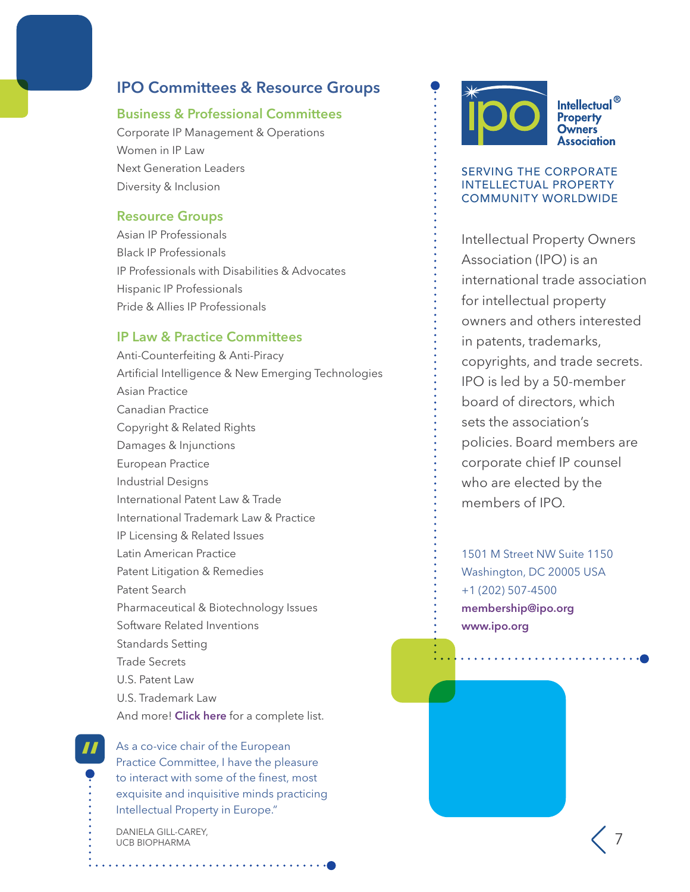## IPO Committees & Resource Groups

### Business & Professional Committees

Corporate IP Management & Operations
Women in IP Law
Next Generation Leaders
Diversity & Inclusion

### Resource Groups

Asian IP Professionals
Black IP Professionals
IP Professionals with Disabilities & Advocates
Hispanic IP Professionals
Pride & Allies IP Professionals

### IP Law & Practice Committees

Anti-Counterfeiting & Anti-Piracy
Artificial Intelligence & New Emerging Technologies
Asian Practice
Canadian Practice
Copyright & Related Rights
Damages & Injunctions
European Practice
Industrial Designs
International Patent Law & Trade
International Trademark Law & Practice
IP Licensing & Related Issues
Latin American Practice
Patent Litigation & Remedies
Patent Search
Pharmaceutical & Biotechnology Issues
Software Related Inventions
Standards Setting
Trade Secrets
U.S. Patent Law
U.S. Trademark Law
And more! **Click here** for a complete list.

> As a co-vice chair of the European Practice Committee, I have the pleasure to interact with some of the finest, most exquisite and inquisitive minds practicing Intellectual Property in Europe."

DANIELA GILL-CAREY,
UCB BIOPHARMA

ipo Intellectual® Property Owners Association

SERVING THE CORPORATE INTELLECTUAL PROPERTY COMMUNITY WORLDWIDE

Intellectual Property Owners Association (IPO) is an international trade association for intellectual property owners and others interested in patents, trademarks, copyrights, and trade secrets. IPO is led by a 50-member board of directors, which sets the association's policies. Board members are corporate chief IP counsel who are elected by the members of IPO.

1501 M Street NW Suite 1150
Washington, DC 20005 USA
+1 (202) 507-4500
**membership@ipo.org**
**www.ipo.org**